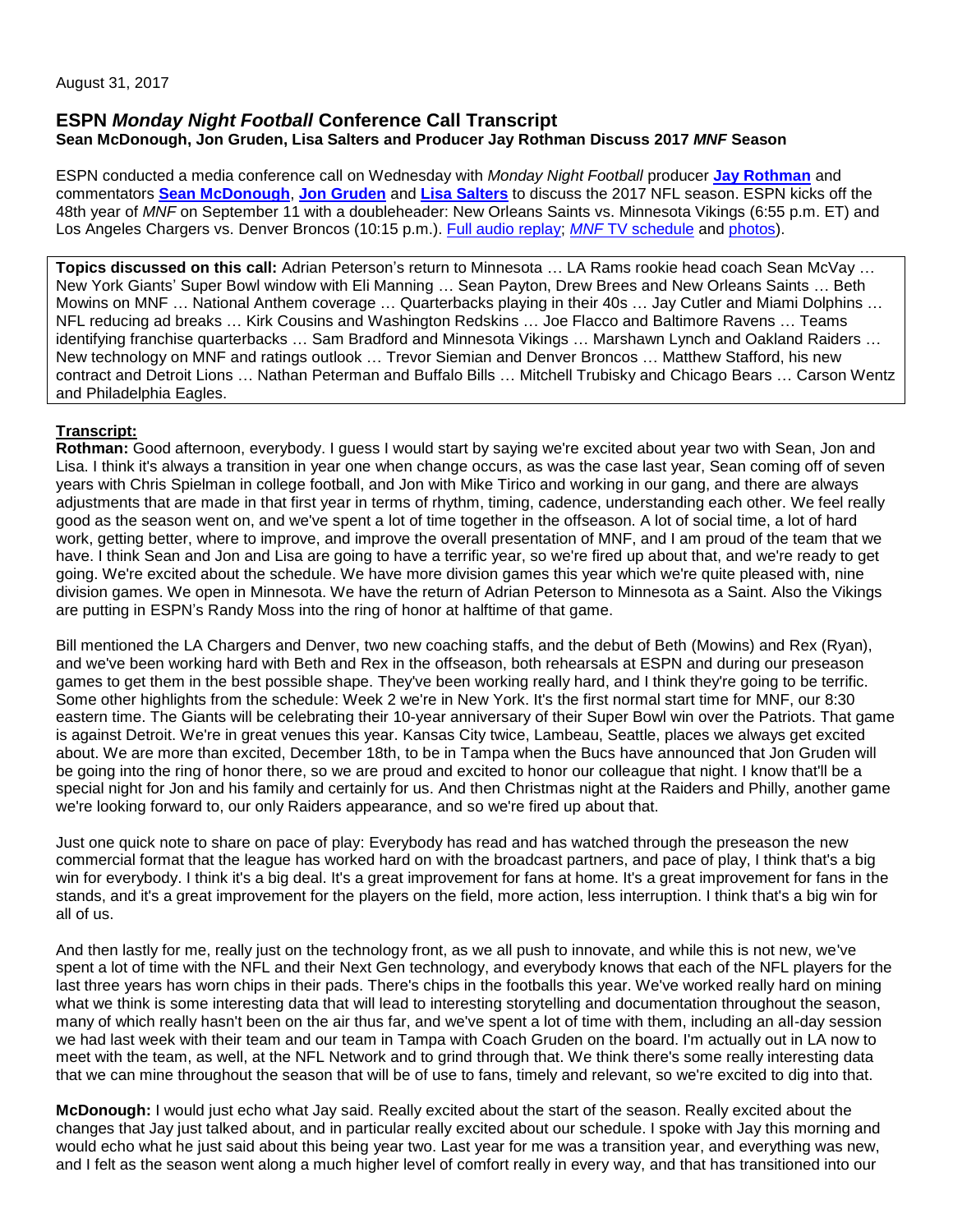August 31, 2017

## ESPN *Monday Night Football* Conference Call Transcript

### Sean McDonough, Jon Gruden, Lisa Salters and Producer Jay Rothman Discuss 2017 *MNF* Season

ESPN conducted a media conference call on Wednesday with *Monday Night Football* producer **Jay Rothman** and commentators **Sean McDonough**, **Jon Gruden** and **Lisa Salters** to discuss the 2017 NFL season. ESPN kicks off the 48th year of *MNF* on September 11 with a doubleheader: New Orleans Saints vs. Minnesota Vikings (6:55 p.m. ET) and Los Angeles Chargers vs. Denver Broncos (10:15 p.m.). Full audio replay; *MNF* TV schedule and photos).

**Topics discussed on this call:** Adrian Peterson's return to Minnesota … LA Rams rookie head coach Sean McVay … New York Giants' Super Bowl window with Eli Manning … Sean Payton, Drew Brees and New Orleans Saints … Beth Mowins on MNF … National Anthem coverage … Quarterbacks playing in their 40s … Jay Cutler and Miami Dolphins … NFL reducing ad breaks … Kirk Cousins and Washington Redskins … Joe Flacco and Baltimore Ravens … Teams identifying franchise quarterbacks … Sam Bradford and Minnesota Vikings … Marshawn Lynch and Oakland Raiders … New technology on MNF and ratings outlook … Trevor Siemian and Denver Broncos … Matthew Stafford, his new contract and Detroit Lions … Nathan Peterman and Buffalo Bills … Mitchell Trubisky and Chicago Bears … Carson Wentz and Philadelphia Eagles.

**Transcript:**

**Rothman:** Good afternoon, everybody. I guess I would start by saying we're excited about year two with Sean, Jon and Lisa. I think it's always a transition in year one when change occurs, as was the case last year, Sean coming off of seven years with Chris Spielman in college football, and Jon with Mike Tirico and working in our gang, and there are always adjustments that are made in that first year in terms of rhythm, timing, cadence, understanding each other. We feel really good as the season went on, and we've spent a lot of time together in the offseason. A lot of social time, a lot of hard work, getting better, where to improve, and improve the overall presentation of MNF, and I am proud of the team that we have. I think Sean and Jon and Lisa are going to have a terrific year, so we're fired up about that, and we're ready to get going. We're excited about the schedule. We have more division games this year which we're quite pleased with, nine division games. We open in Minnesota. We have the return of Adrian Peterson to Minnesota as a Saint. Also the Vikings are putting in ESPN's Randy Moss into the ring of honor at halftime of that game.

Bill mentioned the LA Chargers and Denver, two new coaching staffs, and the debut of Beth (Mowins) and Rex (Ryan), and we've been working hard with Beth and Rex in the offseason, both rehearsals at ESPN and during our preseason games to get them in the best possible shape. They've been working really hard, and I think they're going to be terrific. Some other highlights from the schedule: Week 2 we're in New York. It's the first normal start time for MNF, our 8:30 eastern time. The Giants will be celebrating their 10-year anniversary of their Super Bowl win over the Patriots. That game is against Detroit. We're in great venues this year. Kansas City twice, Lambeau, Seattle, places we always get excited about. We are more than excited, December 18th, to be in Tampa when the Bucs have announced that Jon Gruden will be going into the ring of honor there, so we are proud and excited to honor our colleague that night. I know that'll be a special night for Jon and his family and certainly for us. And then Christmas night at the Raiders and Philly, another game we're looking forward to, our only Raiders appearance, and so we're fired up about that.

Just one quick note to share on pace of play: Everybody has read and has watched through the preseason the new commercial format that the league has worked hard on with the broadcast partners, and pace of play, I think that's a big win for everybody. I think it's a big deal. It's a great improvement for fans at home. It's a great improvement for fans in the stands, and it's a great improvement for the players on the field, more action, less interruption. I think that's a big win for all of us.

And then lastly for me, really just on the technology front, as we all push to innovate, and while this is not new, we've spent a lot of time with the NFL and their Next Gen technology, and everybody knows that each of the NFL players for the last three years has worn chips in their pads. There's chips in the footballs this year. We've worked really hard on mining what we think is some interesting data that will lead to interesting storytelling and documentation throughout the season, many of which really hasn't been on the air thus far, and we've spent a lot of time with them, including an all-day session we had last week with their team and our team in Tampa with Coach Gruden on the board. I'm actually out in LA now to meet with the team, as well, at the NFL Network and to grind through that. We think there's some really interesting data that we can mine throughout the season that will be of use to fans, timely and relevant, so we're excited to dig into that.

**McDonough:** I would just echo what Jay said. Really excited about the start of the season. Really excited about the changes that Jay just talked about, and in particular really excited about our schedule. I spoke with Jay this morning and would echo what he just said about this being year two. Last year for me was a transition year, and everything was new, and I felt as the season went along a much higher level of comfort really in every way, and that has transitioned into our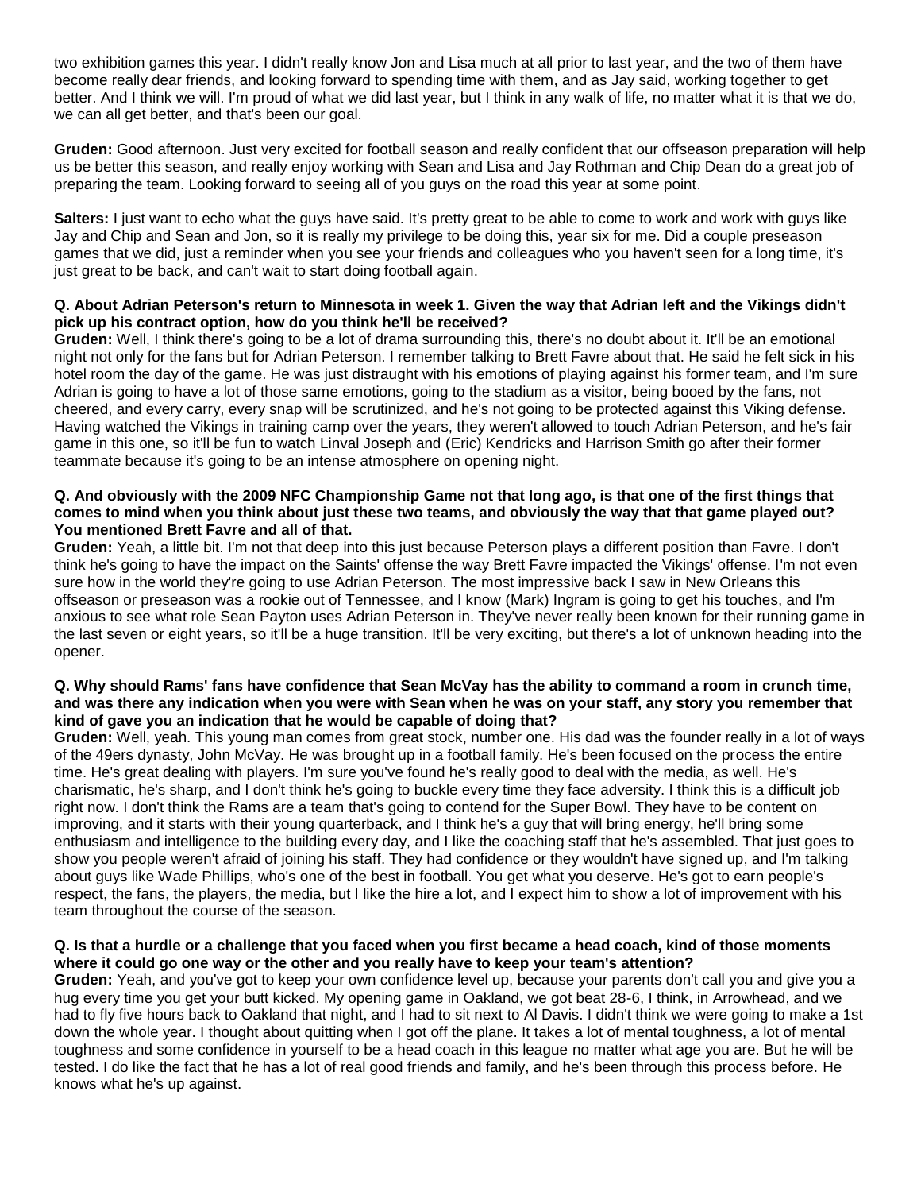two exhibition games this year. I didn't really know Jon and Lisa much at all prior to last year, and the two of them have become really dear friends, and looking forward to spending time with them, and as Jay said, working together to get better. And I think we will. I'm proud of what we did last year, but I think in any walk of life, no matter what it is that we do, we can all get better, and that's been our goal.

**Gruden:** Good afternoon. Just very excited for football season and really confident that our offseason preparation will help us be better this season, and really enjoy working with Sean and Lisa and Jay Rothman and Chip Dean do a great job of preparing the team. Looking forward to seeing all of you guys on the road this year at some point.

**Salters:** I just want to echo what the guys have said. It's pretty great to be able to come to work and work with guys like Jay and Chip and Sean and Jon, so it is really my privilege to be doing this, year six for me. Did a couple preseason games that we did, just a reminder when you see your friends and colleagues who you haven't seen for a long time, it's just great to be back, and can't wait to start doing football again.

**Q. About Adrian Peterson's return to Minnesota in week 1. Given the way that Adrian left and the Vikings didn't pick up his contract option, how do you think he'll be received?**

**Gruden:** Well, I think there's going to be a lot of drama surrounding this, there's no doubt about it. It'll be an emotional night not only for the fans but for Adrian Peterson. I remember talking to Brett Favre about that. He said he felt sick in his hotel room the day of the game. He was just distraught with his emotions of playing against his former team, and I'm sure Adrian is going to have a lot of those same emotions, going to the stadium as a visitor, being booed by the fans, not cheered, and every carry, every snap will be scrutinized, and he's not going to be protected against this Viking defense. Having watched the Vikings in training camp over the years, they weren't allowed to touch Adrian Peterson, and he's fair game in this one, so it'll be fun to watch Linval Joseph and (Eric) Kendricks and Harrison Smith go after their former teammate because it's going to be an intense atmosphere on opening night.

**Q. And obviously with the 2009 NFC Championship Game not that long ago, is that one of the first things that comes to mind when you think about just these two teams, and obviously the way that that game played out? You mentioned Brett Favre and all of that.**

**Gruden:** Yeah, a little bit. I'm not that deep into this just because Peterson plays a different position than Favre. I don't think he's going to have the impact on the Saints' offense the way Brett Favre impacted the Vikings' offense. I'm not even sure how in the world they're going to use Adrian Peterson. The most impressive back I saw in New Orleans this offseason or preseason was a rookie out of Tennessee, and I know (Mark) Ingram is going to get his touches, and I'm anxious to see what role Sean Payton uses Adrian Peterson in. They've never really been known for their running game in the last seven or eight years, so it'll be a huge transition. It'll be very exciting, but there's a lot of unknown heading into the opener.

**Q. Why should Rams' fans have confidence that Sean McVay has the ability to command a room in crunch time, and was there any indication when you were with Sean when he was on your staff, any story you remember that kind of gave you an indication that he would be capable of doing that?**

**Gruden:** Well, yeah. This young man comes from great stock, number one. His dad was the founder really in a lot of ways of the 49ers dynasty, John McVay. He was brought up in a football family. He's been focused on the process the entire time. He's great dealing with players. I'm sure you've found he's really good to deal with the media, as well. He's charismatic, he's sharp, and I don't think he's going to buckle every time they face adversity. I think this is a difficult job right now. I don't think the Rams are a team that's going to contend for the Super Bowl. They have to be content on improving, and it starts with their young quarterback, and I think he's a guy that will bring energy, he'll bring some enthusiasm and intelligence to the building every day, and I like the coaching staff that he's assembled. That just goes to show you people weren't afraid of joining his staff. They had confidence or they wouldn't have signed up, and I'm talking about guys like Wade Phillips, who's one of the best in football. You get what you deserve. He's got to earn people's respect, the fans, the players, the media, but I like the hire a lot, and I expect him to show a lot of improvement with his team throughout the course of the season.

**Q. Is that a hurdle or a challenge that you faced when you first became a head coach, kind of those moments where it could go one way or the other and you really have to keep your team's attention?**

**Gruden:** Yeah, and you've got to keep your own confidence level up, because your parents don't call you and give you a hug every time you get your butt kicked. My opening game in Oakland, we got beat 28-6, I think, in Arrowhead, and we had to fly five hours back to Oakland that night, and I had to sit next to Al Davis. I didn't think we were going to make a 1st down the whole year. I thought about quitting when I got off the plane. It takes a lot of mental toughness, a lot of mental toughness and some confidence in yourself to be a head coach in this league no matter what age you are. But he will be tested. I do like the fact that he has a lot of real good friends and family, and he's been through this process before. He knows what he's up against.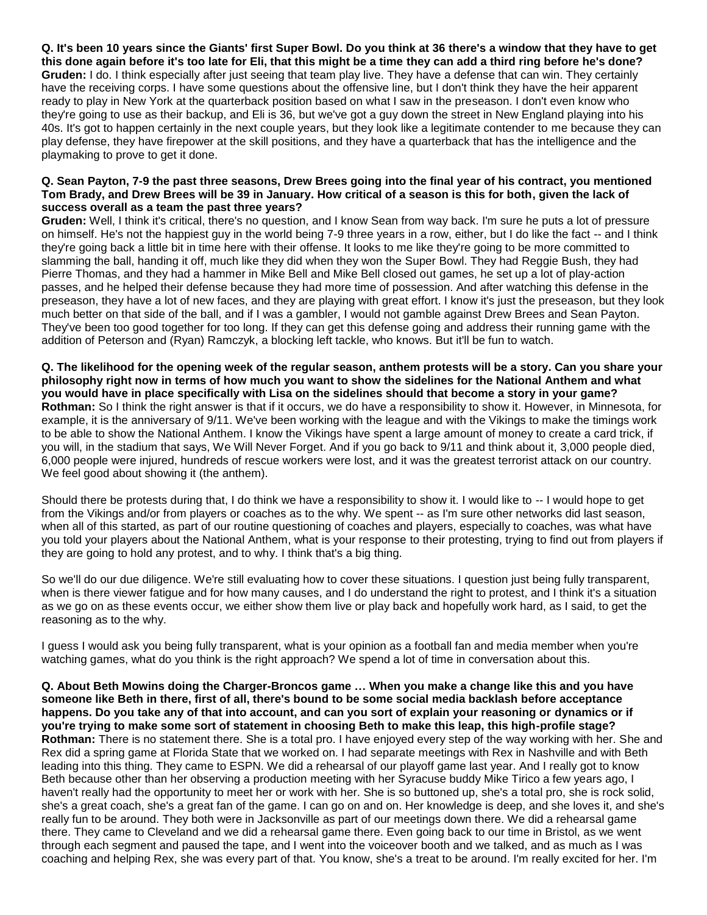**Q. It's been 10 years since the Giants' first Super Bowl. Do you think at 36 there's a window that they have to get this done again before it's too late for Eli, that this might be a time they can add a third ring before he's done?**
**Gruden:** I do. I think especially after just seeing that team play live. They have a defense that can win. They certainly have the receiving corps. I have some questions about the offensive line, but I don't think they have the heir apparent ready to play in New York at the quarterback position based on what I saw in the preseason. I don't even know who they're going to use as their backup, and Eli is 36, but we've got a guy down the street in New England playing into his 40s. It's got to happen certainly in the next couple years, but they look like a legitimate contender to me because they can play defense, they have firepower at the skill positions, and they have a quarterback that has the intelligence and the playmaking to prove to get it done.

**Q. Sean Payton, 7-9 the past three seasons, Drew Brees going into the final year of his contract, you mentioned Tom Brady, and Drew Brees will be 39 in January. How critical of a season is this for both, given the lack of success overall as a team the past three years?**
**Gruden:** Well, I think it's critical, there's no question, and I know Sean from way back. I'm sure he puts a lot of pressure on himself. He's not the happiest guy in the world being 7-9 three years in a row, either, but I do like the fact -- and I think they're going back a little bit in time here with their offense. It looks to me like they're going to be more committed to slamming the ball, handing it off, much like they did when they won the Super Bowl. They had Reggie Bush, they had Pierre Thomas, and they had a hammer in Mike Bell and Mike Bell closed out games, he set up a lot of play-action passes, and he helped their defense because they had more time of possession. And after watching this defense in the preseason, they have a lot of new faces, and they are playing with great effort. I know it's just the preseason, but they look much better on that side of the ball, and if I was a gambler, I would not gamble against Drew Brees and Sean Payton. They've been too good together for too long. If they can get this defense going and address their running game with the addition of Peterson and (Ryan) Ramczyk, a blocking left tackle, who knows. But it'll be fun to watch.

**Q. The likelihood for the opening week of the regular season, anthem protests will be a story. Can you share your philosophy right now in terms of how much you want to show the sidelines for the National Anthem and what you would have in place specifically with Lisa on the sidelines should that become a story in your game?**
**Rothman:** So I think the right answer is that if it occurs, we do have a responsibility to show it. However, in Minnesota, for example, it is the anniversary of 9/11. We've been working with the league and with the Vikings to make the timings work to be able to show the National Anthem. I know the Vikings have spent a large amount of money to create a card trick, if you will, in the stadium that says, We Will Never Forget. And if you go back to 9/11 and think about it, 3,000 people died, 6,000 people were injured, hundreds of rescue workers were lost, and it was the greatest terrorist attack on our country. We feel good about showing it (the anthem).

Should there be protests during that, I do think we have a responsibility to show it. I would like to -- I would hope to get from the Vikings and/or from players or coaches as to the why. We spent -- as I'm sure other networks did last season, when all of this started, as part of our routine questioning of coaches and players, especially to coaches, was what have you told your players about the National Anthem, what is your response to their protesting, trying to find out from players if they are going to hold any protest, and to why. I think that's a big thing.

So we'll do our due diligence. We're still evaluating how to cover these situations. I question just being fully transparent, when is there viewer fatigue and for how many causes, and I do understand the right to protest, and I think it's a situation as we go on as these events occur, we either show them live or play back and hopefully work hard, as I said, to get the reasoning as to the why.

I guess I would ask you being fully transparent, what is your opinion as a football fan and media member when you're watching games, what do you think is the right approach? We spend a lot of time in conversation about this.

**Q. About Beth Mowins doing the Charger-Broncos game … When you make a change like this and you have someone like Beth in there, first of all, there's bound to be some social media backlash before acceptance happens. Do you take any of that into account, and can you sort of explain your reasoning or dynamics or if you're trying to make some sort of statement in choosing Beth to make this leap, this high-profile stage?**
**Rothman:** There is no statement there. She is a total pro. I have enjoyed every step of the way working with her. She and Rex did a spring game at Florida State that we worked on. I had separate meetings with Rex in Nashville and with Beth leading into this thing. They came to ESPN. We did a rehearsal of our playoff game last year. And I really got to know Beth because other than her observing a production meeting with her Syracuse buddy Mike Tirico a few years ago, I haven't really had the opportunity to meet her or work with her. She is so buttoned up, she's a total pro, she is rock solid, she's a great coach, she's a great fan of the game. I can go on and on. Her knowledge is deep, and she loves it, and she's really fun to be around. They both were in Jacksonville as part of our meetings down there. We did a rehearsal game there. They came to Cleveland and we did a rehearsal game there. Even going back to our time in Bristol, as we went through each segment and paused the tape, and I went into the voiceover booth and we talked, and as much as I was coaching and helping Rex, she was every part of that. You know, she's a treat to be around. I'm really excited for her. I'm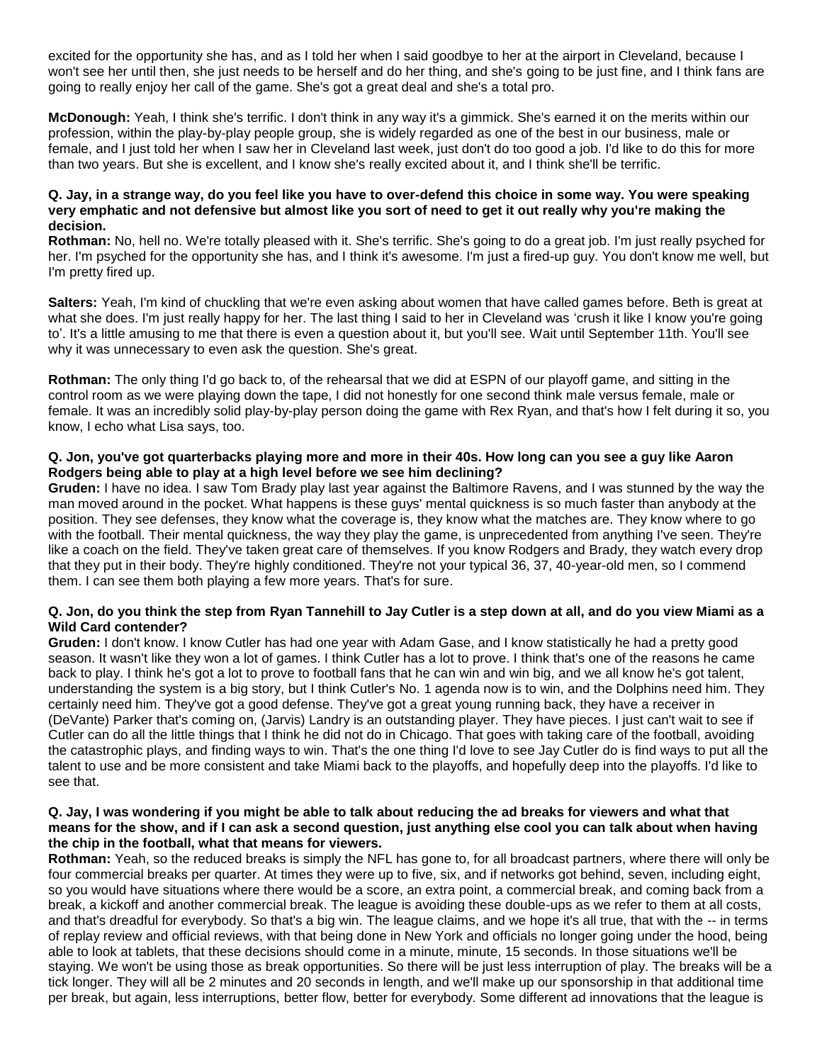excited for the opportunity she has, and as I told her when I said goodbye to her at the airport in Cleveland, because I won't see her until then, she just needs to be herself and do her thing, and she's going to be just fine, and I think fans are going to really enjoy her call of the game. She's got a great deal and she's a total pro.

**McDonough:** Yeah, I think she's terrific. I don't think in any way it's a gimmick. She's earned it on the merits within our profession, within the play-by-play people group, she is widely regarded as one of the best in our business, male or female, and I just told her when I saw her in Cleveland last week, just don't do too good a job. I'd like to do this for more than two years. But she is excellent, and I know she's really excited about it, and I think she'll be terrific.

**Q. Jay, in a strange way, do you feel like you have to over-defend this choice in some way. You were speaking very emphatic and not defensive but almost like you sort of need to get it out really why you're making the decision.**
**Rothman:** No, hell no. We're totally pleased with it. She's terrific. She's going to do a great job. I'm just really psyched for her. I'm psyched for the opportunity she has, and I think it's awesome. I'm just a fired-up guy. You don't know me well, but I'm pretty fired up.

**Salters:** Yeah, I'm kind of chuckling that we're even asking about women that have called games before. Beth is great at what she does. I'm just really happy for her. The last thing I said to her in Cleveland was 'crush it like I know you're going to'. It's a little amusing to me that there is even a question about it, but you'll see. Wait until September 11th. You'll see why it was unnecessary to even ask the question. She's great.

**Rothman:** The only thing I'd go back to, of the rehearsal that we did at ESPN of our playoff game, and sitting in the control room as we were playing down the tape, I did not honestly for one second think male versus female, male or female. It was an incredibly solid play-by-play person doing the game with Rex Ryan, and that's how I felt during it so, you know, I echo what Lisa says, too.

**Q. Jon, you've got quarterbacks playing more and more in their 40s. How long can you see a guy like Aaron Rodgers being able to play at a high level before we see him declining?**
**Gruden:** I have no idea. I saw Tom Brady play last year against the Baltimore Ravens, and I was stunned by the way the man moved around in the pocket. What happens is these guys' mental quickness is so much faster than anybody at the position. They see defenses, they know what the coverage is, they know what the matches are. They know where to go with the football. Their mental quickness, the way they play the game, is unprecedented from anything I've seen. They're like a coach on the field. They've taken great care of themselves. If you know Rodgers and Brady, they watch every drop that they put in their body. They're highly conditioned. They're not your typical 36, 37, 40-year-old men, so I commend them. I can see them both playing a few more years. That's for sure.

**Q. Jon, do you think the step from Ryan Tannehill to Jay Cutler is a step down at all, and do you view Miami as a Wild Card contender?**
**Gruden:** I don't know. I know Cutler has had one year with Adam Gase, and I know statistically he had a pretty good season. It wasn't like they won a lot of games. I think Cutler has a lot to prove. I think that's one of the reasons he came back to play. I think he's got a lot to prove to football fans that he can win and win big, and we all know he's got talent, understanding the system is a big story, but I think Cutler's No. 1 agenda now is to win, and the Dolphins need him. They certainly need him. They've got a good defense. They've got a great young running back, they have a receiver in (DeVante) Parker that's coming on, (Jarvis) Landry is an outstanding player. They have pieces. I just can't wait to see if Cutler can do all the little things that I think he did not do in Chicago. That goes with taking care of the football, avoiding the catastrophic plays, and finding ways to win. That's the one thing I'd love to see Jay Cutler do is find ways to put all the talent to use and be more consistent and take Miami back to the playoffs, and hopefully deep into the playoffs. I'd like to see that.

**Q. Jay, I was wondering if you might be able to talk about reducing the ad breaks for viewers and what that means for the show, and if I can ask a second question, just anything else cool you can talk about when having the chip in the football, what that means for viewers.**
**Rothman:** Yeah, so the reduced breaks is simply the NFL has gone to, for all broadcast partners, where there will only be four commercial breaks per quarter. At times they were up to five, six, and if networks got behind, seven, including eight, so you would have situations where there would be a score, an extra point, a commercial break, and coming back from a break, a kickoff and another commercial break. The league is avoiding these double-ups as we refer to them at all costs, and that's dreadful for everybody. So that's a big win. The league claims, and we hope it's all true, that with the -- in terms of replay review and official reviews, with that being done in New York and officials no longer going under the hood, being able to look at tablets, that these decisions should come in a minute, minute, 15 seconds. In those situations we'll be staying. We won't be using those as break opportunities. So there will be just less interruption of play. The breaks will be a tick longer. They will all be 2 minutes and 20 seconds in length, and we'll make up our sponsorship in that additional time per break, but again, less interruptions, better flow, better for everybody. Some different ad innovations that the league is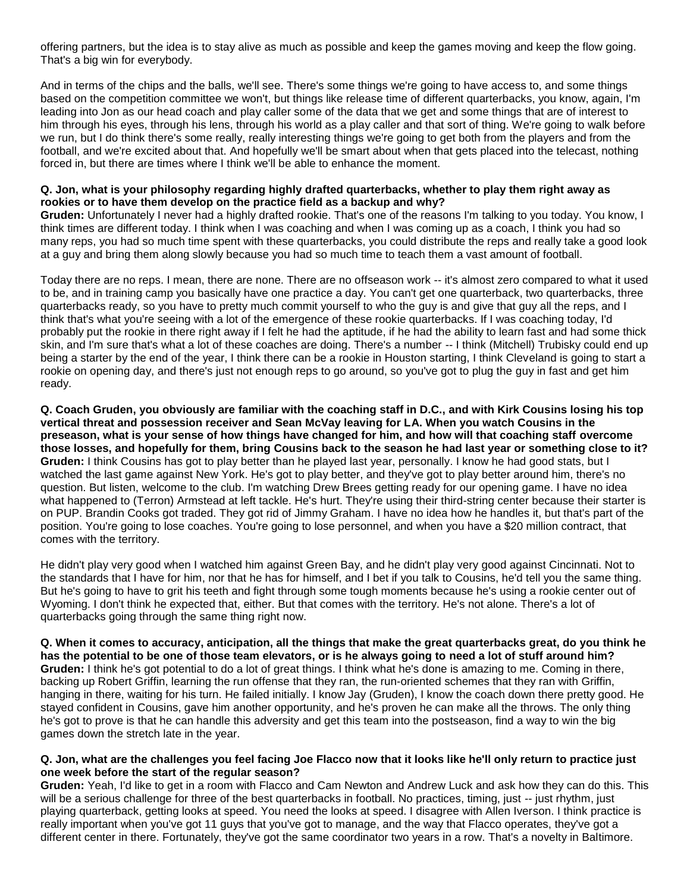offering partners, but the idea is to stay alive as much as possible and keep the games moving and keep the flow going. That's a big win for everybody.

And in terms of the chips and the balls, we'll see. There's some things we're going to have access to, and some things based on the competition committee we won't, but things like release time of different quarterbacks, you know, again, I'm leading into Jon as our head coach and play caller some of the data that we get and some things that are of interest to him through his eyes, through his lens, through his world as a play caller and that sort of thing. We're going to walk before we run, but I do think there's some really, really interesting things we're going to get both from the players and from the football, and we're excited about that. And hopefully we'll be smart about when that gets placed into the telecast, nothing forced in, but there are times where I think we'll be able to enhance the moment.

**Q. Jon, what is your philosophy regarding highly drafted quarterbacks, whether to play them right away as rookies or to have them develop on the practice field as a backup and why?**
**Gruden:** Unfortunately I never had a highly drafted rookie. That's one of the reasons I'm talking to you today. You know, I think times are different today. I think when I was coaching and when I was coming up as a coach, I think you had so many reps, you had so much time spent with these quarterbacks, you could distribute the reps and really take a good look at a guy and bring them along slowly because you had so much time to teach them a vast amount of football.

Today there are no reps. I mean, there are none. There are no offseason work -- it's almost zero compared to what it used to be, and in training camp you basically have one practice a day. You can't get one quarterback, two quarterbacks, three quarterbacks ready, so you have to pretty much commit yourself to who the guy is and give that guy all the reps, and I think that's what you're seeing with a lot of the emergence of these rookie quarterbacks. If I was coaching today, I'd probably put the rookie in there right away if I felt he had the aptitude, if he had the ability to learn fast and had some thick skin, and I'm sure that's what a lot of these coaches are doing. There's a number -- I think (Mitchell) Trubisky could end up being a starter by the end of the year, I think there can be a rookie in Houston starting, I think Cleveland is going to start a rookie on opening day, and there's just not enough reps to go around, so you've got to plug the guy in fast and get him ready.

**Q. Coach Gruden, you obviously are familiar with the coaching staff in D.C., and with Kirk Cousins losing his top vertical threat and possession receiver and Sean McVay leaving for LA. When you watch Cousins in the preseason, what is your sense of how things have changed for him, and how will that coaching staff overcome those losses, and hopefully for them, bring Cousins back to the season he had last year or something close to it?**
**Gruden:** I think Cousins has got to play better than he played last year, personally. I know he had good stats, but I watched the last game against New York. He's got to play better, and they've got to play better around him, there's no question. But listen, welcome to the club. I'm watching Drew Brees getting ready for our opening game. I have no idea what happened to (Terron) Armstead at left tackle. He's hurt. They're using their third-string center because their starter is on PUP. Brandin Cooks got traded. They got rid of Jimmy Graham. I have no idea how he handles it, but that's part of the position. You're going to lose coaches. You're going to lose personnel, and when you have a $20 million contract, that comes with the territory.

He didn't play very good when I watched him against Green Bay, and he didn't play very good against Cincinnati. Not to the standards that I have for him, nor that he has for himself, and I bet if you talk to Cousins, he'd tell you the same thing. But he's going to have to grit his teeth and fight through some tough moments because he's using a rookie center out of Wyoming. I don't think he expected that, either. But that comes with the territory. He's not alone. There's a lot of quarterbacks going through the same thing right now.

**Q. When it comes to accuracy, anticipation, all the things that make the great quarterbacks great, do you think he has the potential to be one of those team elevators, or is he always going to need a lot of stuff around him?**
**Gruden:** I think he's got potential to do a lot of great things. I think what he's done is amazing to me. Coming in there, backing up Robert Griffin, learning the run offense that they ran, the run-oriented schemes that they ran with Griffin, hanging in there, waiting for his turn. He failed initially. I know Jay (Gruden), I know the coach down there pretty good. He stayed confident in Cousins, gave him another opportunity, and he's proven he can make all the throws. The only thing he's got to prove is that he can handle this adversity and get this team into the postseason, find a way to win the big games down the stretch late in the year.

**Q. Jon, what are the challenges you feel facing Joe Flacco now that it looks like he'll only return to practice just one week before the start of the regular season?**
**Gruden:** Yeah, I'd like to get in a room with Flacco and Cam Newton and Andrew Luck and ask how they can do this. This will be a serious challenge for three of the best quarterbacks in football. No practices, timing, just -- just rhythm, just playing quarterback, getting looks at speed. You need the looks at speed. I disagree with Allen Iverson. I think practice is really important when you've got 11 guys that you've got to manage, and the way that Flacco operates, they've got a different center in there. Fortunately, they've got the same coordinator two years in a row. That's a novelty in Baltimore.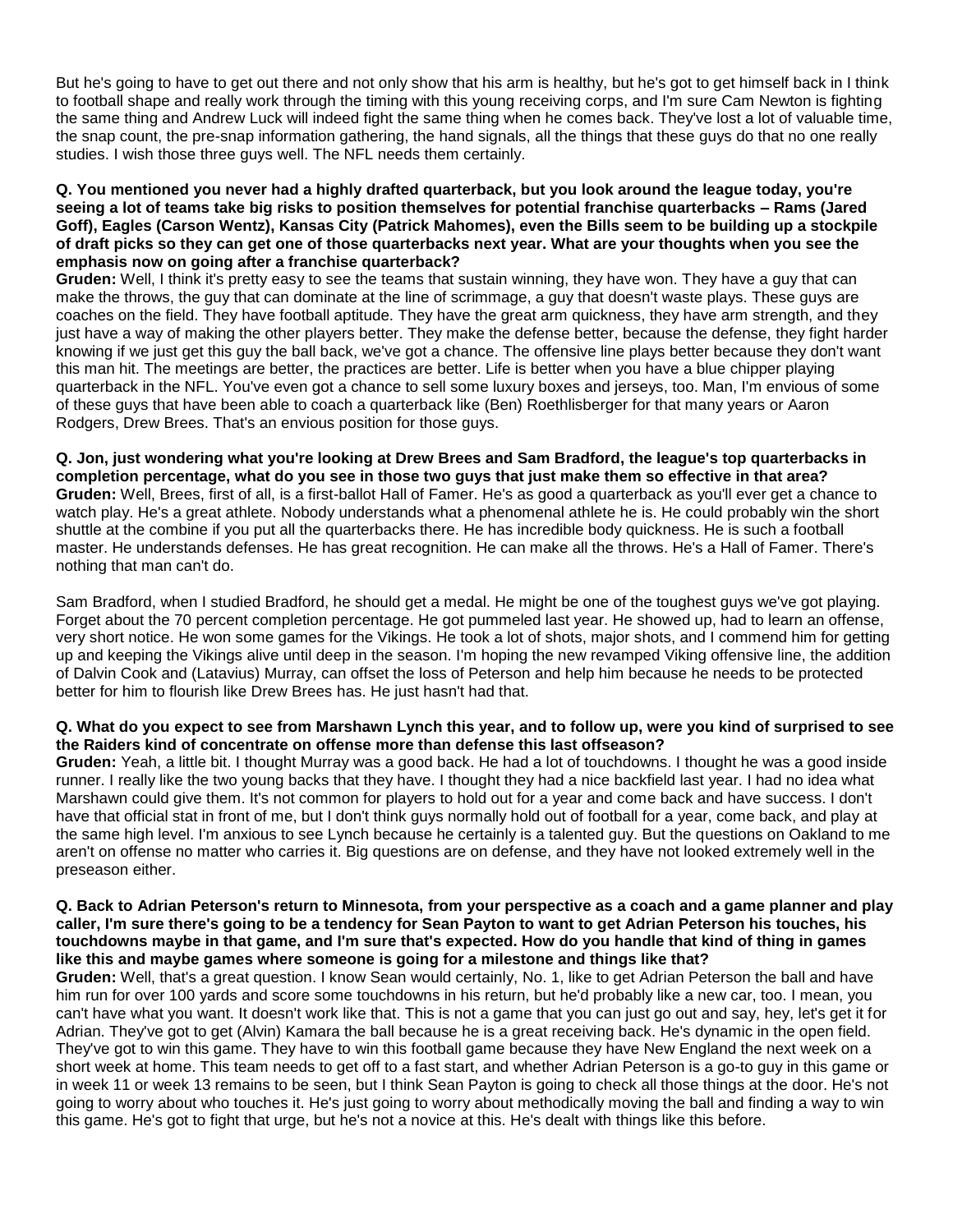But he's going to have to get out there and not only show that his arm is healthy, but he's got to get himself back in I think to football shape and really work through the timing with this young receiving corps, and I'm sure Cam Newton is fighting the same thing and Andrew Luck will indeed fight the same thing when he comes back. They've lost a lot of valuable time, the snap count, the pre-snap information gathering, the hand signals, all the things that these guys do that no one really studies. I wish those three guys well. The NFL needs them certainly.

**Q. You mentioned you never had a highly drafted quarterback, but you look around the league today, you're seeing a lot of teams take big risks to position themselves for potential franchise quarterbacks – Rams (Jared Goff), Eagles (Carson Wentz), Kansas City (Patrick Mahomes), even the Bills seem to be building up a stockpile of draft picks so they can get one of those quarterbacks next year. What are your thoughts when you see the emphasis now on going after a franchise quarterback?**
**Gruden:** Well, I think it's pretty easy to see the teams that sustain winning, they have won. They have a guy that can make the throws, the guy that can dominate at the line of scrimmage, a guy that doesn't waste plays. These guys are coaches on the field. They have football aptitude. They have the great arm quickness, they have arm strength, and they just have a way of making the other players better. They make the defense better, because the defense, they fight harder knowing if we just get this guy the ball back, we've got a chance. The offensive line plays better because they don't want this man hit. The meetings are better, the practices are better. Life is better when you have a blue chipper playing quarterback in the NFL. You've even got a chance to sell some luxury boxes and jerseys, too. Man, I'm envious of some of these guys that have been able to coach a quarterback like (Ben) Roethlisberger for that many years or Aaron Rodgers, Drew Brees. That's an envious position for those guys.

**Q. Jon, just wondering what you're looking at Drew Brees and Sam Bradford, the league's top quarterbacks in completion percentage, what do you see in those two guys that just make them so effective in that area?**
**Gruden:** Well, Brees, first of all, is a first-ballot Hall of Famer. He's as good a quarterback as you'll ever get a chance to watch play. He's a great athlete. Nobody understands what a phenomenal athlete he is. He could probably win the short shuttle at the combine if you put all the quarterbacks there. He has incredible body quickness. He is such a football master. He understands defenses. He has great recognition. He can make all the throws. He's a Hall of Famer. There's nothing that man can't do.

Sam Bradford, when I studied Bradford, he should get a medal. He might be one of the toughest guys we've got playing. Forget about the 70 percent completion percentage. He got pummeled last year. He showed up, had to learn an offense, very short notice. He won some games for the Vikings. He took a lot of shots, major shots, and I commend him for getting up and keeping the Vikings alive until deep in the season. I'm hoping the new revamped Viking offensive line, the addition of Dalvin Cook and (Latavius) Murray, can offset the loss of Peterson and help him because he needs to be protected better for him to flourish like Drew Brees has. He just hasn't had that.

**Q. What do you expect to see from Marshawn Lynch this year, and to follow up, were you kind of surprised to see the Raiders kind of concentrate on offense more than defense this last offseason?**
**Gruden:** Yeah, a little bit. I thought Murray was a good back. He had a lot of touchdowns. I thought he was a good inside runner. I really like the two young backs that they have. I thought they had a nice backfield last year. I had no idea what Marshawn could give them. It's not common for players to hold out for a year and come back and have success. I don't have that official stat in front of me, but I don't think guys normally hold out of football for a year, come back, and play at the same high level. I'm anxious to see Lynch because he certainly is a talented guy. But the questions on Oakland to me aren't on offense no matter who carries it. Big questions are on defense, and they have not looked extremely well in the preseason either.

**Q. Back to Adrian Peterson's return to Minnesota, from your perspective as a coach and a game planner and play caller, I'm sure there's going to be a tendency for Sean Payton to want to get Adrian Peterson his touches, his touchdowns maybe in that game, and I'm sure that's expected. How do you handle that kind of thing in games like this and maybe games where someone is going for a milestone and things like that?**
**Gruden:** Well, that's a great question. I know Sean would certainly, No. 1, like to get Adrian Peterson the ball and have him run for over 100 yards and score some touchdowns in his return, but he'd probably like a new car, too. I mean, you can't have what you want. It doesn't work like that. This is not a game that you can just go out and say, hey, let's get it for Adrian. They've got to get (Alvin) Kamara the ball because he is a great receiving back. He's dynamic in the open field. They've got to win this game. They have to win this football game because they have New England the next week on a short week at home. This team needs to get off to a fast start, and whether Adrian Peterson is a go-to guy in this game or in week 11 or week 13 remains to be seen, but I think Sean Payton is going to check all those things at the door. He's not going to worry about who touches it. He's just going to worry about methodically moving the ball and finding a way to win this game. He's got to fight that urge, but he's not a novice at this. He's dealt with things like this before.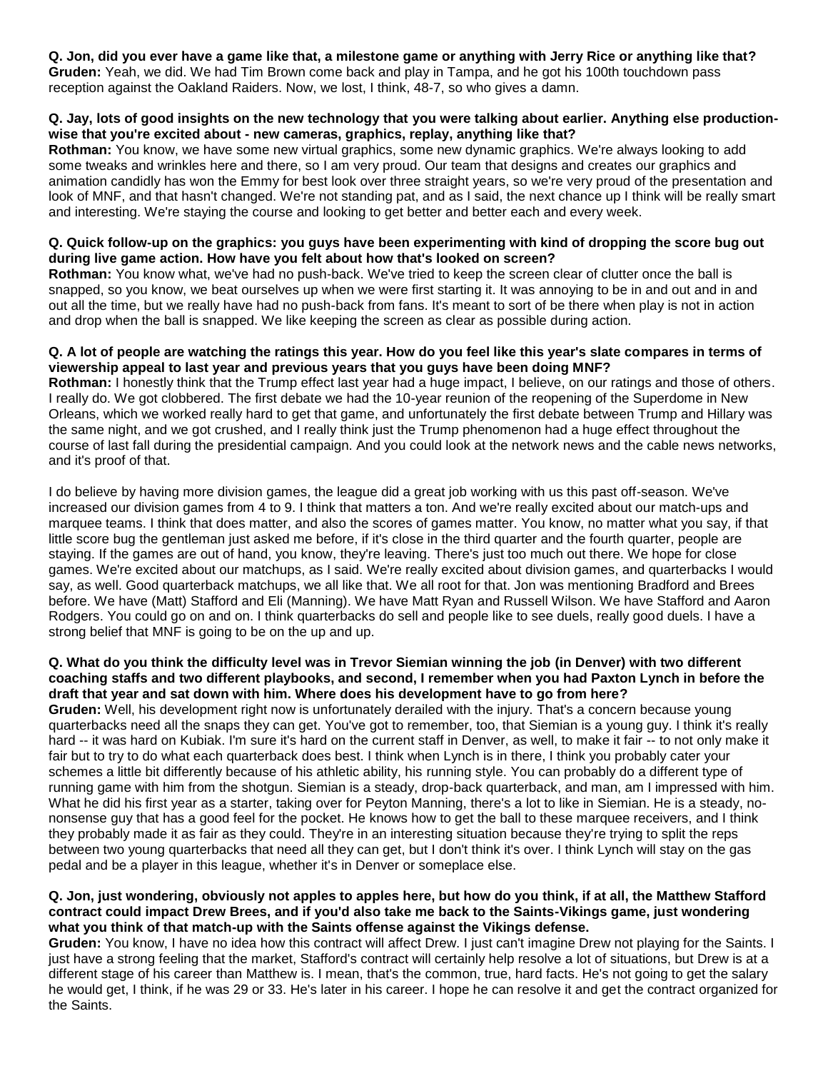**Q. Jon, did you ever have a game like that, a milestone game or anything with Jerry Rice or anything like that?**
**Gruden:** Yeah, we did. We had Tim Brown come back and play in Tampa, and he got his 100th touchdown pass reception against the Oakland Raiders. Now, we lost, I think, 48-7, so who gives a damn.

**Q. Jay, lots of good insights on the new technology that you were talking about earlier. Anything else production-wise that you're excited about - new cameras, graphics, replay, anything like that?**
**Rothman:** You know, we have some new virtual graphics, some new dynamic graphics. We're always looking to add some tweaks and wrinkles here and there, so I am very proud. Our team that designs and creates our graphics and animation candidly has won the Emmy for best look over three straight years, so we're very proud of the presentation and look of MNF, and that hasn't changed. We're not standing pat, and as I said, the next chance up I think will be really smart and interesting. We're staying the course and looking to get better and better each and every week.

**Q. Quick follow-up on the graphics: you guys have been experimenting with kind of dropping the score bug out during live game action. How have you felt about how that's looked on screen?**
**Rothman:** You know what, we've had no push-back. We've tried to keep the screen clear of clutter once the ball is snapped, so you know, we beat ourselves up when we were first starting it. It was annoying to be in and out and in and out all the time, but we really have had no push-back from fans. It's meant to sort of be there when play is not in action and drop when the ball is snapped. We like keeping the screen as clear as possible during action.

**Q. A lot of people are watching the ratings this year. How do you feel like this year's slate compares in terms of viewership appeal to last year and previous years that you guys have been doing MNF?**
**Rothman:** I honestly think that the Trump effect last year had a huge impact, I believe, on our ratings and those of others. I really do. We got clobbered. The first debate we had the 10-year reunion of the reopening of the Superdome in New Orleans, which we worked really hard to get that game, and unfortunately the first debate between Trump and Hillary was the same night, and we got crushed, and I really think just the Trump phenomenon had a huge effect throughout the course of last fall during the presidential campaign. And you could look at the network news and the cable news networks, and it's proof of that.

I do believe by having more division games, the league did a great job working with us this past off-season. We've increased our division games from 4 to 9. I think that matters a ton. And we're really excited about our match-ups and marquee teams. I think that does matter, and also the scores of games matter. You know, no matter what you say, if that little score bug the gentleman just asked me before, if it's close in the third quarter and the fourth quarter, people are staying. If the games are out of hand, you know, they're leaving. There's just too much out there. We hope for close games. We're excited about our matchups, as I said. We're really excited about division games, and quarterbacks I would say, as well. Good quarterback matchups, we all like that. We all root for that. Jon was mentioning Bradford and Brees before. We have (Matt) Stafford and Eli (Manning). We have Matt Ryan and Russell Wilson. We have Stafford and Aaron Rodgers. You could go on and on. I think quarterbacks do sell and people like to see duels, really good duels. I have a strong belief that MNF is going to be on the up and up.

**Q. What do you think the difficulty level was in Trevor Siemian winning the job (in Denver) with two different coaching staffs and two different playbooks, and second, I remember when you had Paxton Lynch in before the draft that year and sat down with him. Where does his development have to go from here?**
**Gruden:** Well, his development right now is unfortunately derailed with the injury. That's a concern because young quarterbacks need all the snaps they can get. You've got to remember, too, that Siemian is a young guy. I think it's really hard -- it was hard on Kubiak. I'm sure it's hard on the current staff in Denver, as well, to make it fair -- to not only make it fair but to try to do what each quarterback does best. I think when Lynch is in there, I think you probably cater your schemes a little bit differently because of his athletic ability, his running style. You can probably do a different type of running game with him from the shotgun. Siemian is a steady, drop-back quarterback, and man, am I impressed with him. What he did his first year as a starter, taking over for Peyton Manning, there's a lot to like in Siemian. He is a steady, no-nonsense guy that has a good feel for the pocket. He knows how to get the ball to these marquee receivers, and I think they probably made it as fair as they could. They're in an interesting situation because they're trying to split the reps between two young quarterbacks that need all they can get, but I don't think it's over. I think Lynch will stay on the gas pedal and be a player in this league, whether it's in Denver or someplace else.

**Q. Jon, just wondering, obviously not apples to apples here, but how do you think, if at all, the Matthew Stafford contract could impact Drew Brees, and if you'd also take me back to the Saints-Vikings game, just wondering what you think of that match-up with the Saints offense against the Vikings defense.**
**Gruden:** You know, I have no idea how this contract will affect Drew. I just can't imagine Drew not playing for the Saints. I just have a strong feeling that the market, Stafford's contract will certainly help resolve a lot of situations, but Drew is at a different stage of his career than Matthew is. I mean, that's the common, true, hard facts. He's not going to get the salary he would get, I think, if he was 29 or 33. He's later in his career. I hope he can resolve it and get the contract organized for the Saints.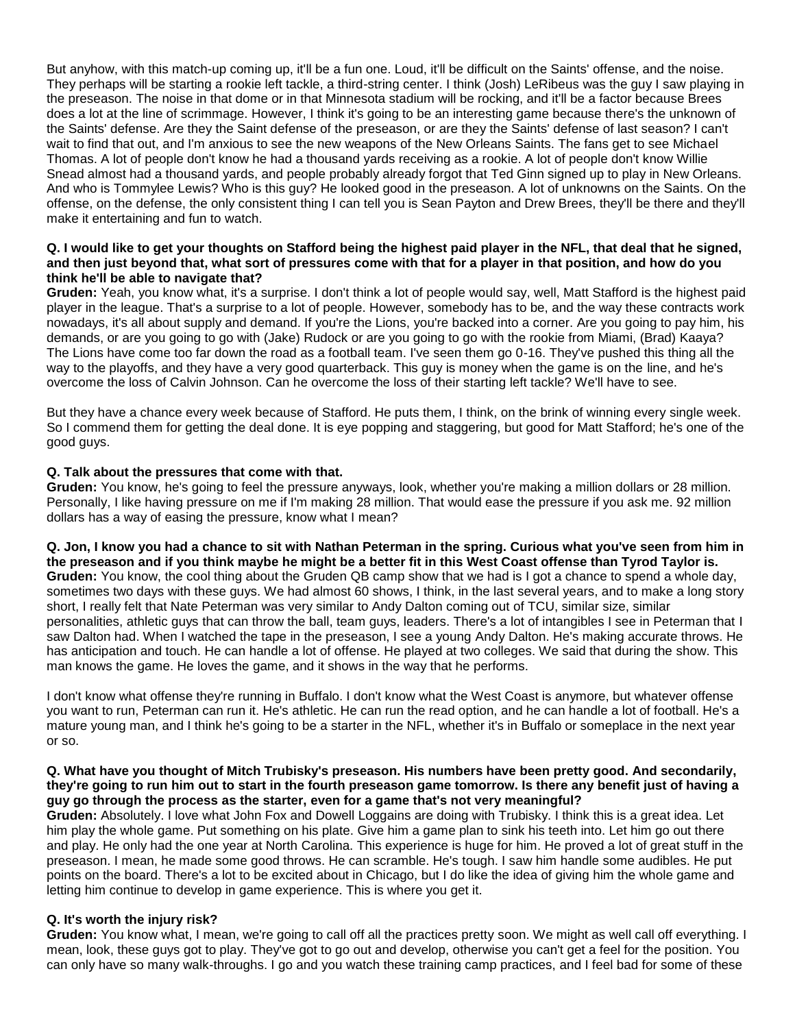But anyhow, with this match-up coming up, it'll be a fun one. Loud, it'll be difficult on the Saints' offense, and the noise. They perhaps will be starting a rookie left tackle, a third-string center. I think (Josh) LeRibeus was the guy I saw playing in the preseason. The noise in that dome or in that Minnesota stadium will be rocking, and it'll be a factor because Brees does a lot at the line of scrimmage. However, I think it's going to be an interesting game because there's the unknown of the Saints' defense. Are they the Saint defense of the preseason, or are they the Saints' defense of last season? I can't wait to find that out, and I'm anxious to see the new weapons of the New Orleans Saints. The fans get to see Michael Thomas. A lot of people don't know he had a thousand yards receiving as a rookie. A lot of people don't know Willie Snead almost had a thousand yards, and people probably already forgot that Ted Ginn signed up to play in New Orleans. And who is Tommylee Lewis? Who is this guy? He looked good in the preseason. A lot of unknowns on the Saints. On the offense, on the defense, the only consistent thing I can tell you is Sean Payton and Drew Brees, they'll be there and they'll make it entertaining and fun to watch.

**Q. I would like to get your thoughts on Stafford being the highest paid player in the NFL, that deal that he signed, and then just beyond that, what sort of pressures come with that for a player in that position, and how do you think he'll be able to navigate that?**

**Gruden:** Yeah, you know what, it's a surprise. I don't think a lot of people would say, well, Matt Stafford is the highest paid player in the league. That's a surprise to a lot of people. However, somebody has to be, and the way these contracts work nowadays, it's all about supply and demand. If you're the Lions, you're backed into a corner. Are you going to pay him, his demands, or are you going to go with (Jake) Rudock or are you going to go with the rookie from Miami, (Brad) Kaaya? The Lions have come too far down the road as a football team. I've seen them go 0-16. They've pushed this thing all the way to the playoffs, and they have a very good quarterback. This guy is money when the game is on the line, and he's overcome the loss of Calvin Johnson. Can he overcome the loss of their starting left tackle? We'll have to see.

But they have a chance every week because of Stafford. He puts them, I think, on the brink of winning every single week. So I commend them for getting the deal done. It is eye popping and staggering, but good for Matt Stafford; he's one of the good guys.

**Q. Talk about the pressures that come with that.**

**Gruden:** You know, he's going to feel the pressure anyways, look, whether you're making a million dollars or 28 million. Personally, I like having pressure on me if I'm making 28 million. That would ease the pressure if you ask me. 92 million dollars has a way of easing the pressure, know what I mean?

**Q. Jon, I know you had a chance to sit with Nathan Peterman in the spring. Curious what you've seen from him in the preseason and if you think maybe he might be a better fit in this West Coast offense than Tyrod Taylor is.**

**Gruden:** You know, the cool thing about the Gruden QB camp show that we had is I got a chance to spend a whole day, sometimes two days with these guys. We had almost 60 shows, I think, in the last several years, and to make a long story short, I really felt that Nate Peterman was very similar to Andy Dalton coming out of TCU, similar size, similar personalities, athletic guys that can throw the ball, team guys, leaders. There's a lot of intangibles I see in Peterman that I saw Dalton had. When I watched the tape in the preseason, I see a young Andy Dalton. He's making accurate throws. He has anticipation and touch. He can handle a lot of offense. He played at two colleges. We said that during the show. This man knows the game. He loves the game, and it shows in the way that he performs.

I don't know what offense they're running in Buffalo. I don't know what the West Coast is anymore, but whatever offense you want to run, Peterman can run it. He's athletic. He can run the read option, and he can handle a lot of football. He's a mature young man, and I think he's going to be a starter in the NFL, whether it's in Buffalo or someplace in the next year or so.

**Q. What have you thought of Mitch Trubisky's preseason. His numbers have been pretty good. And secondarily, they're going to run him out to start in the fourth preseason game tomorrow. Is there any benefit just of having a guy go through the process as the starter, even for a game that's not very meaningful?**

**Gruden:** Absolutely. I love what John Fox and Dowell Loggains are doing with Trubisky. I think this is a great idea. Let him play the whole game. Put something on his plate. Give him a game plan to sink his teeth into. Let him go out there and play. He only had the one year at North Carolina. This experience is huge for him. He proved a lot of great stuff in the preseason. I mean, he made some good throws. He can scramble. He's tough. I saw him handle some audibles. He put points on the board. There's a lot to be excited about in Chicago, but I do like the idea of giving him the whole game and letting him continue to develop in game experience. This is where you get it.

**Q. It's worth the injury risk?**

**Gruden:** You know what, I mean, we're going to call off all the practices pretty soon. We might as well call off everything. I mean, look, these guys got to play. They've got to go out and develop, otherwise you can't get a feel for the position. You can only have so many walk-throughs. I go and you watch these training camp practices, and I feel bad for some of these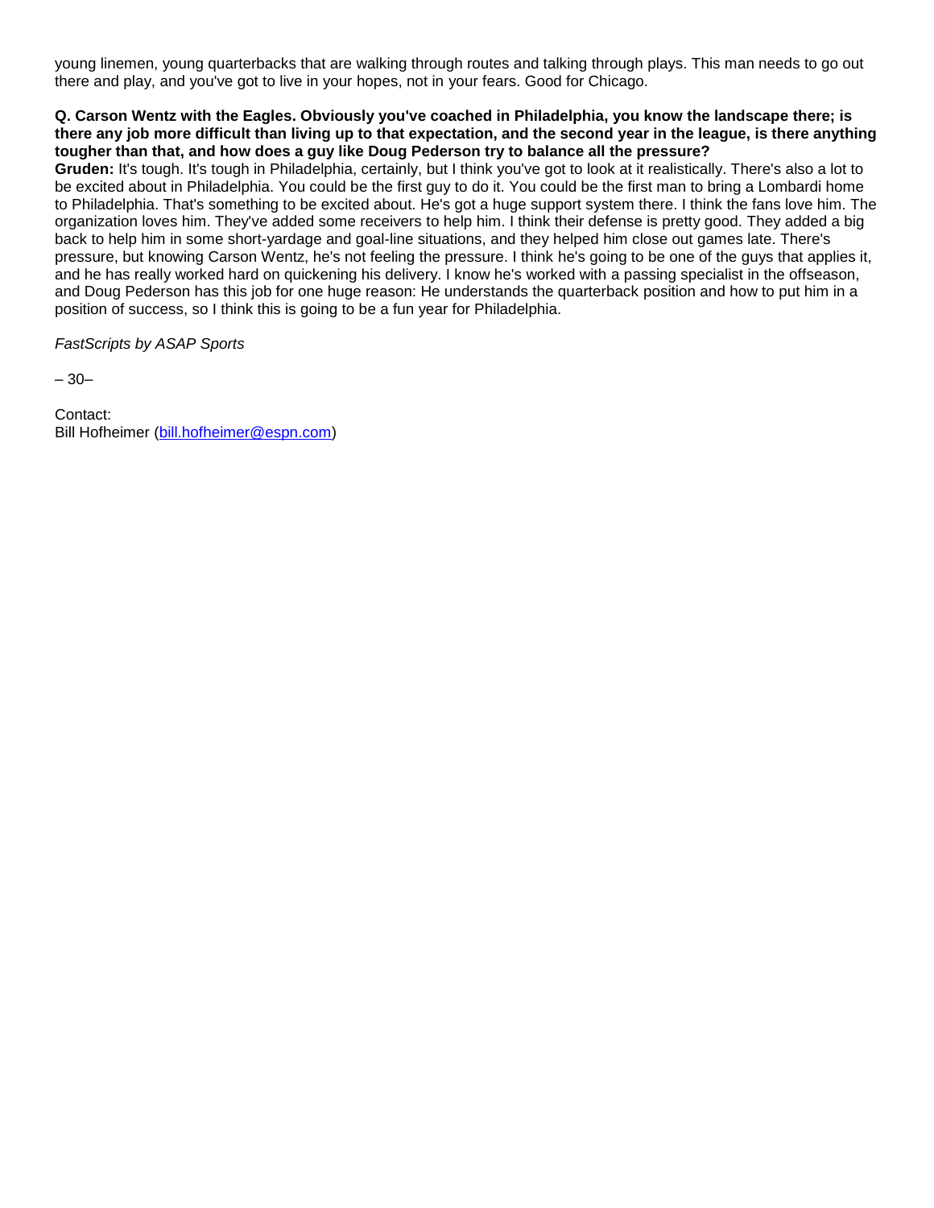young linemen, young quarterbacks that are walking through routes and talking through plays. This man needs to go out there and play, and you've got to live in your hopes, not in your fears. Good for Chicago.

**Q. Carson Wentz with the Eagles. Obviously you've coached in Philadelphia, you know the landscape there; is there any job more difficult than living up to that expectation, and the second year in the league, is there anything tougher than that, and how does a guy like Doug Pederson try to balance all the pressure?**

**Gruden:** It's tough. It's tough in Philadelphia, certainly, but I think you've got to look at it realistically. There's also a lot to be excited about in Philadelphia. You could be the first guy to do it. You could be the first man to bring a Lombardi home to Philadelphia. That's something to be excited about. He's got a huge support system there. I think the fans love him. The organization loves him. They've added some receivers to help him. I think their defense is pretty good. They added a big back to help him in some short-yardage and goal-line situations, and they helped him close out games late. There's pressure, but knowing Carson Wentz, he's not feeling the pressure. I think he's going to be one of the guys that applies it, and he has really worked hard on quickening his delivery. I know he's worked with a passing specialist in the offseason, and Doug Pederson has this job for one huge reason: He understands the quarterback position and how to put him in a position of success, so I think this is going to be a fun year for Philadelphia.

*FastScripts by ASAP Sports*

– 30–

Contact:
Bill Hofheimer (bill.hofheimer@espn.com)